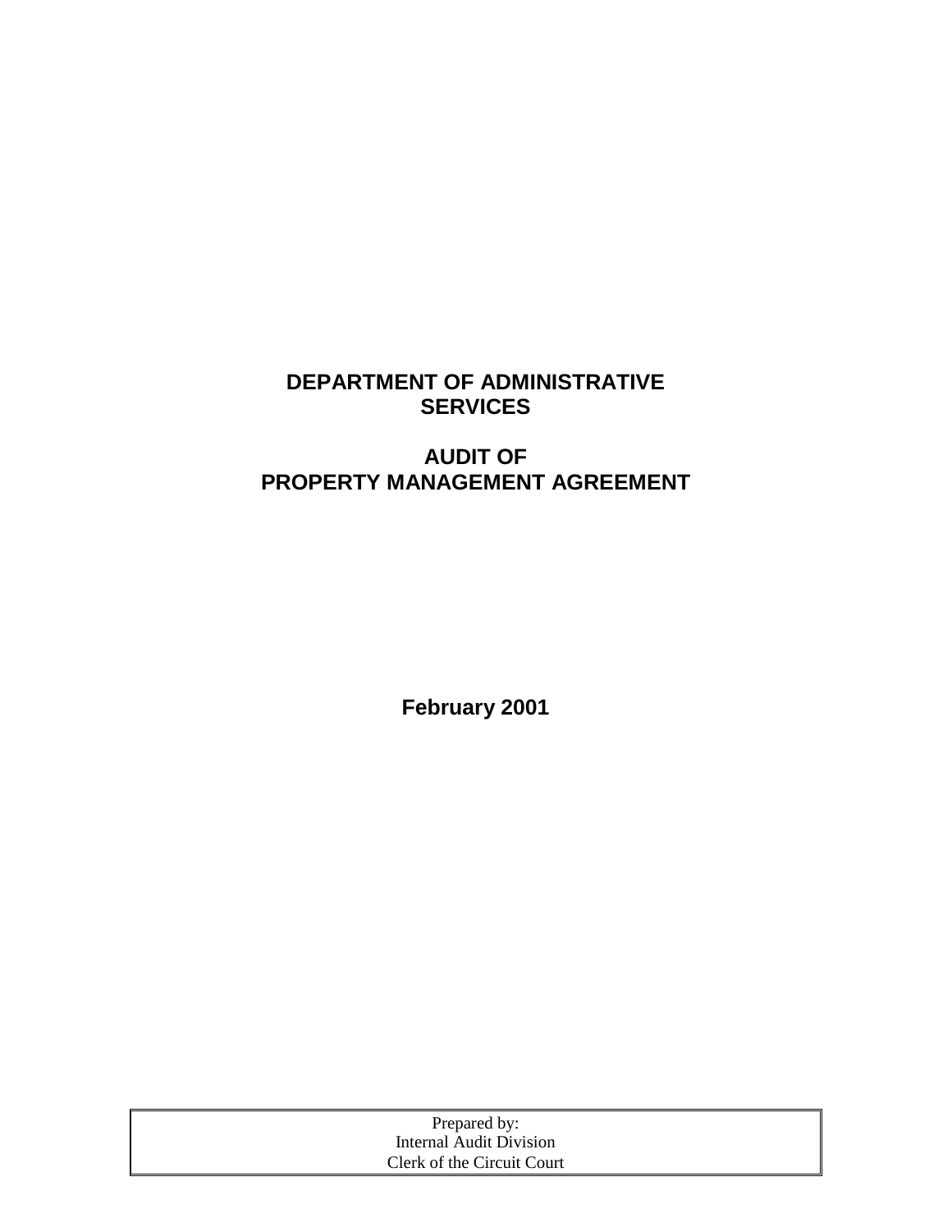# DEPARTMENT OF ADMINISTRATIVE SERVICES

# AUDIT OF PROPERTY MANAGEMENT AGREEMENT

**February 2001**

| Prepared by: Internal Audit Division Clerk of the Circuit Court |
|---|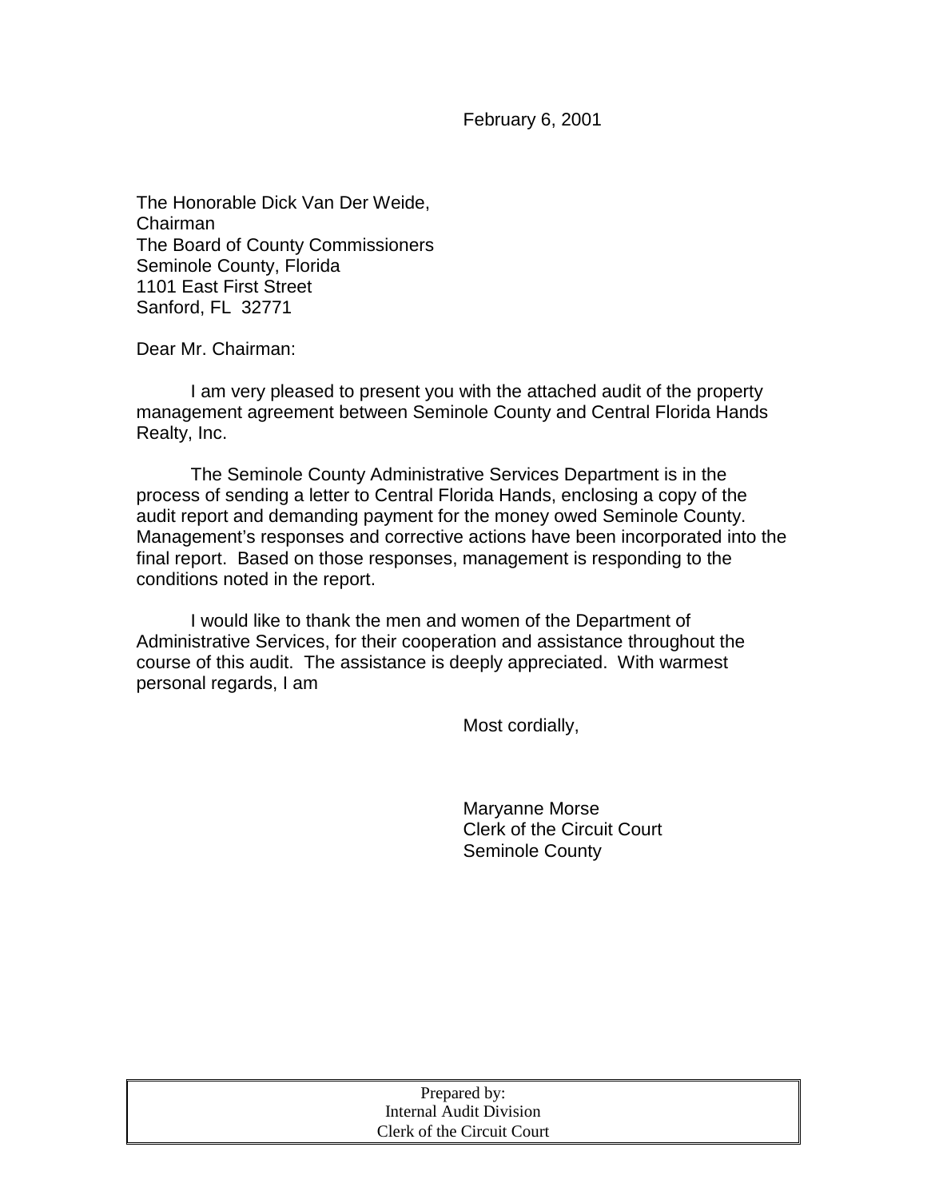February 6, 2001

The Honorable Dick Van Der Weide,
Chairman
The Board of County Commissioners
Seminole County, Florida
1101 East First Street
Sanford, FL 32771

Dear Mr. Chairman:

I am very pleased to present you with the attached audit of the property management agreement between Seminole County and Central Florida Hands Realty, Inc.

The Seminole County Administrative Services Department is in the process of sending a letter to Central Florida Hands, enclosing a copy of the audit report and demanding payment for the money owed Seminole County. Management's responses and corrective actions have been incorporated into the final report. Based on those responses, management is responding to the conditions noted in the report.

I would like to thank the men and women of the Department of Administrative Services, for their cooperation and assistance throughout the course of this audit. The assistance is deeply appreciated. With warmest personal regards, I am

Most cordially,

Maryanne Morse
Clerk of the Circuit Court
Seminole County

Prepared by:
Internal Audit Division
Clerk of the Circuit Court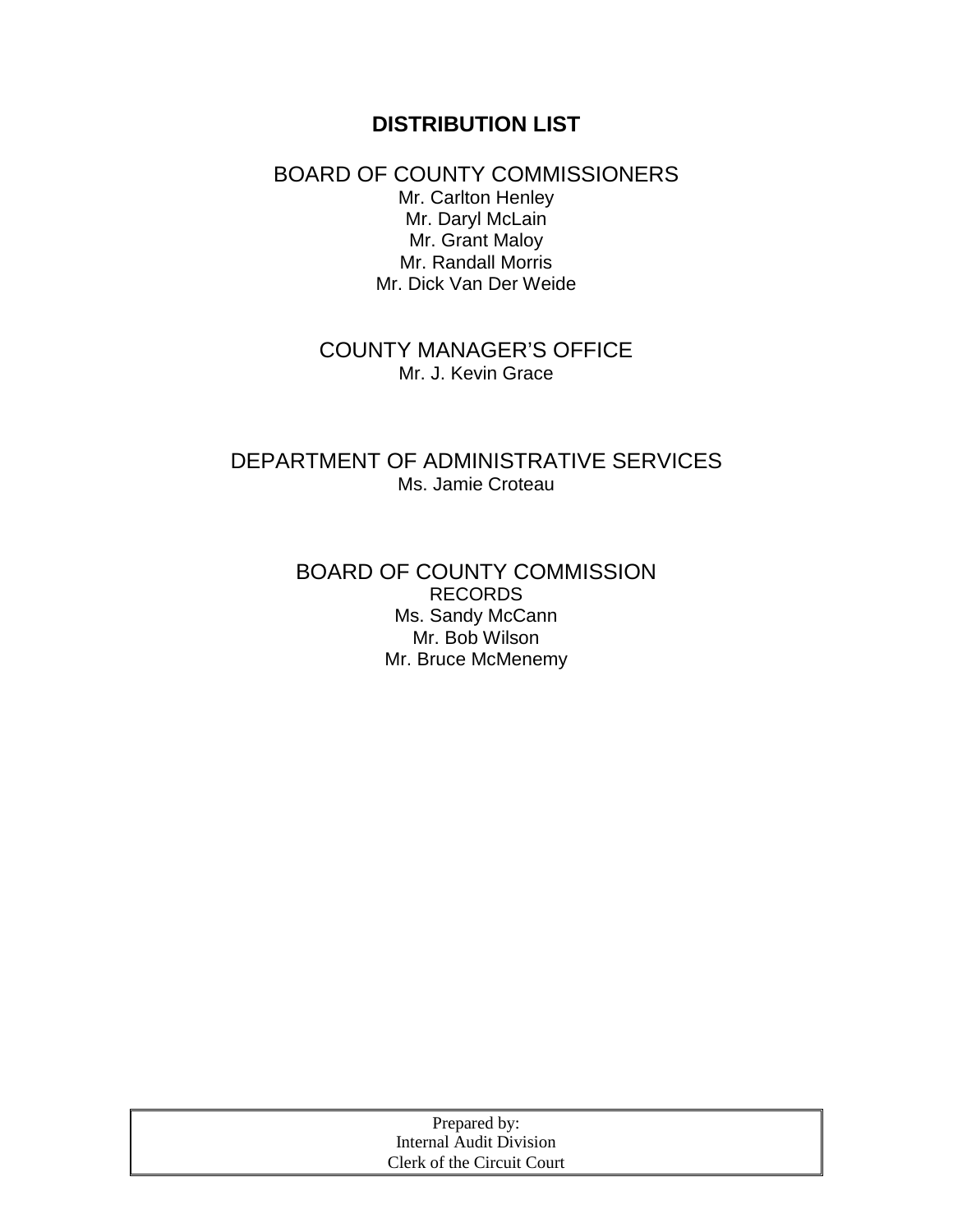# DISTRIBUTION LIST

## BOARD OF COUNTY COMMISSIONERS

Mr. Carlton Henley
Mr. Daryl McLain
Mr. Grant Maloy
Mr. Randall Morris
Mr. Dick Van Der Weide

## COUNTY MANAGER'S OFFICE

Mr. J. Kevin Grace

## DEPARTMENT OF ADMINISTRATIVE SERVICES

Ms. Jamie Croteau

## BOARD OF COUNTY COMMISSION

RECORDS
Ms. Sandy McCann
Mr. Bob Wilson
Mr. Bruce McMenemy

| Prepared by:<br>Internal Audit Division<br>Clerk of the Circuit Court |
|---|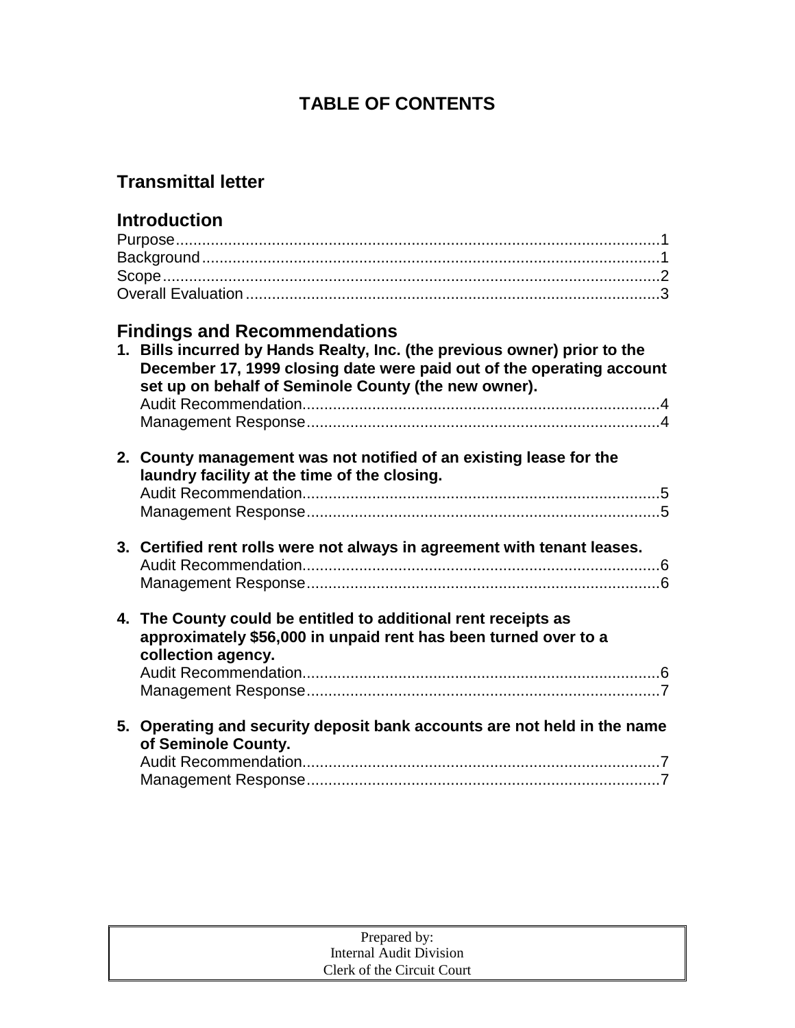# TABLE OF CONTENTS

## Transmittal letter

## Introduction

Purpose....1
Background....1
Scope....2
Overall Evaluation....3

## Findings and Recommendations

1. **Bills incurred by Hands Realty, Inc. (the previous owner) prior to the December 17, 1999 closing date were paid out of the operating account set up on behalf of Seminole County (the new owner).**
   Audit Recommendation....4
   Management Response....4

2. **County management was not notified of an existing lease for the laundry facility at the time of the closing.**
   Audit Recommendation....5
   Management Response....5

3. **Certified rent rolls were not always in agreement with tenant leases.**
   Audit Recommendation....6
   Management Response....6

4. **The County could be entitled to additional rent receipts as approximately $56,000 in unpaid rent has been turned over to a collection agency.**
   Audit Recommendation....6
   Management Response....7

5. **Operating and security deposit bank accounts are not held in the name of Seminole County.**
   Audit Recommendation....7
   Management Response....7

Prepared by:
Internal Audit Division
Clerk of the Circuit Court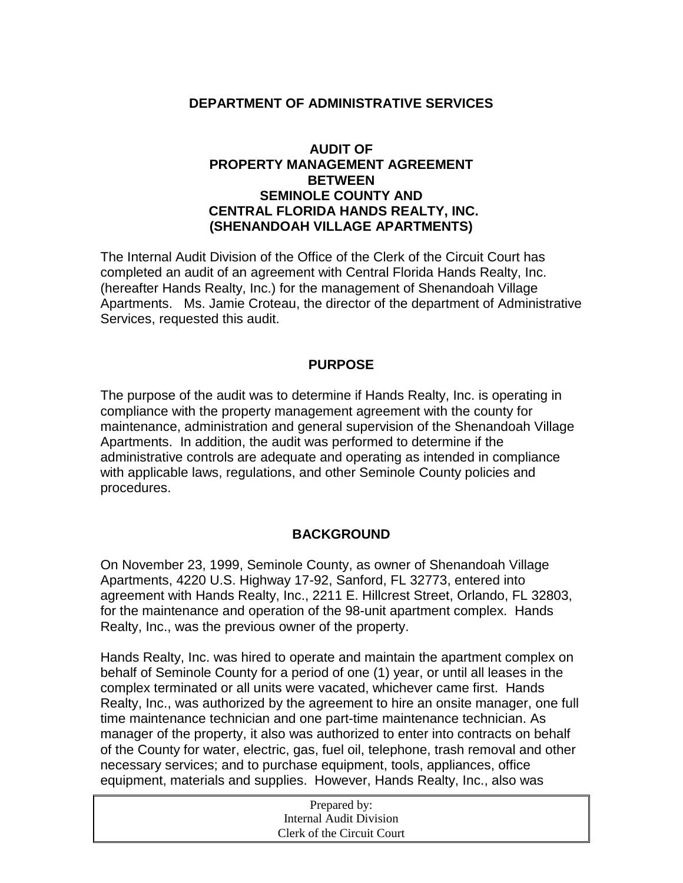**DEPARTMENT OF ADMINISTRATIVE SERVICES**

**AUDIT OF PROPERTY MANAGEMENT AGREEMENT BETWEEN SEMINOLE COUNTY AND CENTRAL FLORIDA HANDS REALTY, INC. (SHENANDOAH VILLAGE APARTMENTS)**

The Internal Audit Division of the Office of the Clerk of the Circuit Court has completed an audit of an agreement with Central Florida Hands Realty, Inc. (hereafter Hands Realty, Inc.) for the management of Shenandoah Village Apartments. Ms. Jamie Croteau, the director of the department of Administrative Services, requested this audit.

## PURPOSE

The purpose of the audit was to determine if Hands Realty, Inc. is operating in compliance with the property management agreement with the county for maintenance, administration and general supervision of the Shenandoah Village Apartments. In addition, the audit was performed to determine if the administrative controls are adequate and operating as intended in compliance with applicable laws, regulations, and other Seminole County policies and procedures.

## BACKGROUND

On November 23, 1999, Seminole County, as owner of Shenandoah Village Apartments, 4220 U.S. Highway 17-92, Sanford, FL 32773, entered into agreement with Hands Realty, Inc., 2211 E. Hillcrest Street, Orlando, FL 32803, for the maintenance and operation of the 98-unit apartment complex. Hands Realty, Inc., was the previous owner of the property.

Hands Realty, Inc. was hired to operate and maintain the apartment complex on behalf of Seminole County for a period of one (1) year, or until all leases in the complex terminated or all units were vacated, whichever came first. Hands Realty, Inc., was authorized by the agreement to hire an onsite manager, one full time maintenance technician and one part-time maintenance technician. As manager of the property, it also was authorized to enter into contracts on behalf of the County for water, electric, gas, fuel oil, telephone, trash removal and other necessary services; and to purchase equipment, tools, appliances, office equipment, materials and supplies. However, Hands Realty, Inc., also was

Prepared by:
Internal Audit Division
Clerk of the Circuit Court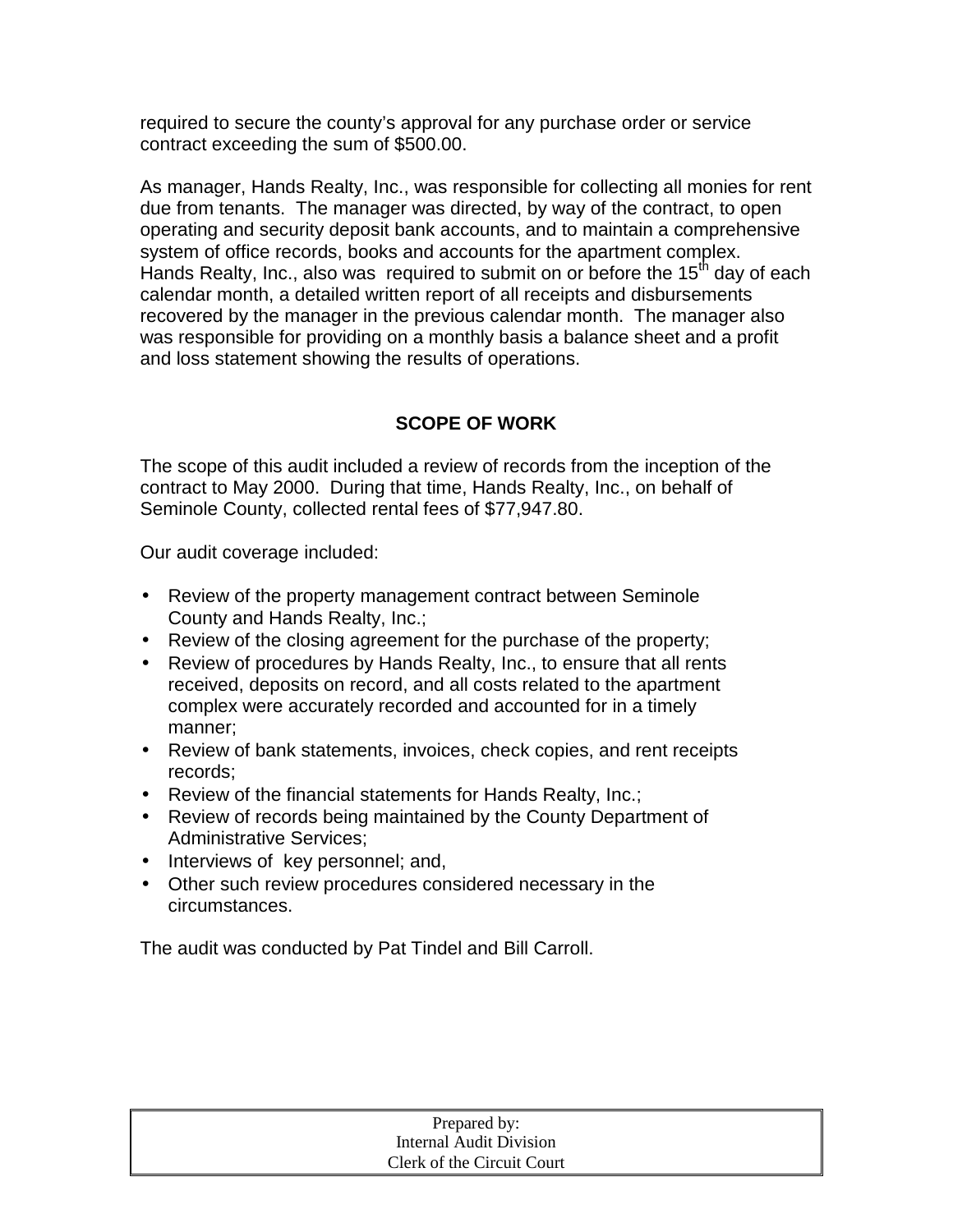required to secure the county's approval for any purchase order or service contract exceeding the sum of $500.00.

As manager, Hands Realty, Inc., was responsible for collecting all monies for rent due from tenants. The manager was directed, by way of the contract, to open operating and security deposit bank accounts, and to maintain a comprehensive system of office records, books and accounts for the apartment complex. Hands Realty, Inc., also was required to submit on or before the 15th day of each calendar month, a detailed written report of all receipts and disbursements recovered by the manager in the previous calendar month. The manager also was responsible for providing on a monthly basis a balance sheet and a profit and loss statement showing the results of operations.

## SCOPE OF WORK

The scope of this audit included a review of records from the inception of the contract to May 2000. During that time, Hands Realty, Inc., on behalf of Seminole County, collected rental fees of $77,947.80.

Our audit coverage included:

- Review of the property management contract between Seminole County and Hands Realty, Inc.;
- Review of the closing agreement for the purchase of the property;
- Review of procedures by Hands Realty, Inc., to ensure that all rents received, deposits on record, and all costs related to the apartment complex were accurately recorded and accounted for in a timely manner;
- Review of bank statements, invoices, check copies, and rent receipts records;
- Review of the financial statements for Hands Realty, Inc.;
- Review of records being maintained by the County Department of Administrative Services;
- Interviews of key personnel; and,
- Other such review procedures considered necessary in the circumstances.

The audit was conducted by Pat Tindel and Bill Carroll.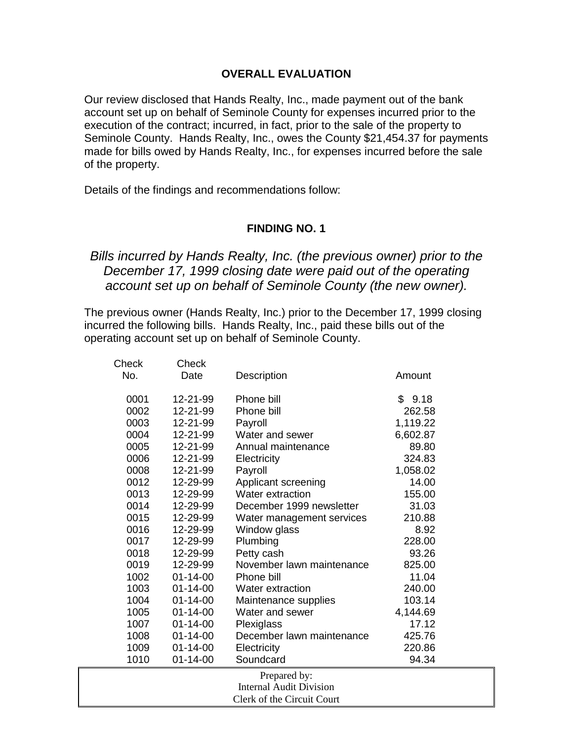## OVERALL EVALUATION

Our review disclosed that Hands Realty, Inc., made payment out of the bank account set up on behalf of Seminole County for expenses incurred prior to the execution of the contract; incurred, in fact, prior to the sale of the property to Seminole County. Hands Realty, Inc., owes the County $21,454.37 for payments made for bills owed by Hands Realty, Inc., for expenses incurred before the sale of the property.

Details of the findings and recommendations follow:

## FINDING NO. 1

*Bills incurred by Hands Realty, Inc. (the previous owner) prior to the December 17, 1999 closing date were paid out of the operating account set up on behalf of Seminole County (the new owner).*

The previous owner (Hands Realty, Inc.) prior to the December 17, 1999 closing incurred the following bills. Hands Realty, Inc., paid these bills out of the operating account set up on behalf of Seminole County.

| Check No. | Check Date | Description | Amount |
|---|---|---|---|
| 0001 | 12-21-99 | Phone bill | $ 9.18 |
| 0002 | 12-21-99 | Phone bill | 262.58 |
| 0003 | 12-21-99 | Payroll | 1,119.22 |
| 0004 | 12-21-99 | Water and sewer | 6,602.87 |
| 0005 | 12-21-99 | Annual maintenance | 89.80 |
| 0006 | 12-21-99 | Electricity | 324.83 |
| 0008 | 12-21-99 | Payroll | 1,058.02 |
| 0012 | 12-29-99 | Applicant screening | 14.00 |
| 0013 | 12-29-99 | Water extraction | 155.00 |
| 0014 | 12-29-99 | December 1999 newsletter | 31.03 |
| 0015 | 12-29-99 | Water management services | 210.88 |
| 0016 | 12-29-99 | Window glass | 8.92 |
| 0017 | 12-29-99 | Plumbing | 228.00 |
| 0018 | 12-29-99 | Petty cash | 93.26 |
| 0019 | 12-29-99 | November lawn maintenance | 825.00 |
| 1002 | 01-14-00 | Phone bill | 11.04 |
| 1003 | 01-14-00 | Water extraction | 240.00 |
| 1004 | 01-14-00 | Maintenance supplies | 103.14 |
| 1005 | 01-14-00 | Water and sewer | 4,144.69 |
| 1007 | 01-14-00 | Plexiglass | 17.12 |
| 1008 | 01-14-00 | December lawn maintenance | 425.76 |
| 1009 | 01-14-00 | Electricity | 220.86 |
| 1010 | 01-14-00 | Soundcard | 94.34 |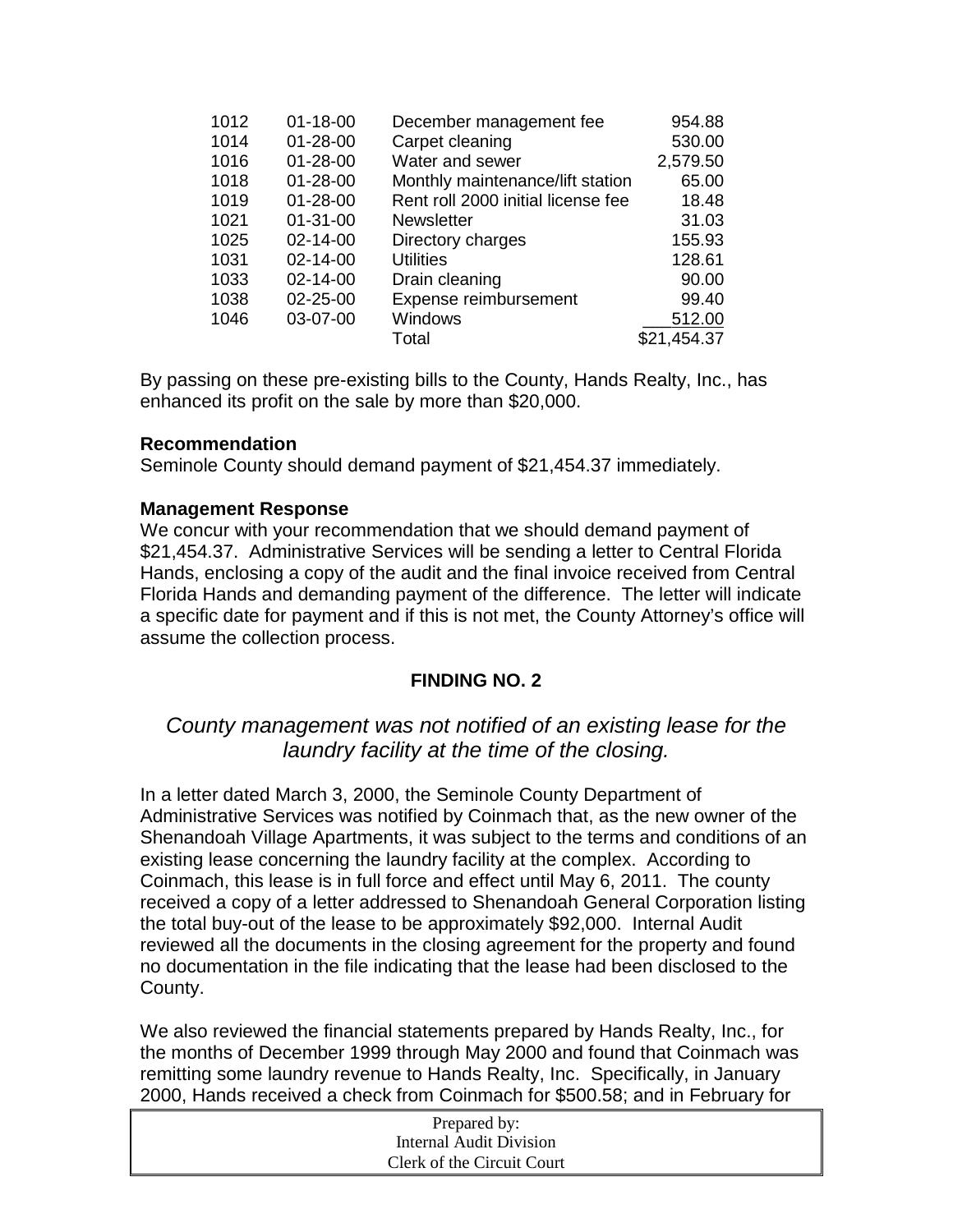| | | | |
|---|---|---|---|
| 1012 | 01-18-00 | December management fee | 954.88 |
| 1014 | 01-28-00 | Carpet cleaning | 530.00 |
| 1016 | 01-28-00 | Water and sewer | 2,579.50 |
| 1018 | 01-28-00 | Monthly maintenance/lift station | 65.00 |
| 1019 | 01-28-00 | Rent roll 2000 initial license fee | 18.48 |
| 1021 | 01-31-00 | Newsletter | 31.03 |
| 1025 | 02-14-00 | Directory charges | 155.93 |
| 1031 | 02-14-00 | Utilities | 128.61 |
| 1033 | 02-14-00 | Drain cleaning | 90.00 |
| 1038 | 02-25-00 | Expense reimbursement | 99.40 |
| 1046 | 03-07-00 | Windows | 512.00 |
| | | Total | $21,454.37 |

By passing on these pre-existing bills to the County, Hands Realty, Inc., has enhanced its profit on the sale by more than $20,000.

**Recommendation**
Seminole County should demand payment of $21,454.37 immediately.

**Management Response**
We concur with your recommendation that we should demand payment of $21,454.37. Administrative Services will be sending a letter to Central Florida Hands, enclosing a copy of the audit and the final invoice received from Central Florida Hands and demanding payment of the difference. The letter will indicate a specific date for payment and if this is not met, the County Attorney's office will assume the collection process.

## FINDING NO. 2

*County management was not notified of an existing lease for the laundry facility at the time of the closing.*

In a letter dated March 3, 2000, the Seminole County Department of Administrative Services was notified by Coinmach that, as the new owner of the Shenandoah Village Apartments, it was subject to the terms and conditions of an existing lease concerning the laundry facility at the complex. According to Coinmach, this lease is in full force and effect until May 6, 2011. The county received a copy of a letter addressed to Shenandoah General Corporation listing the total buy-out of the lease to be approximately $92,000. Internal Audit reviewed all the documents in the closing agreement for the property and found no documentation in the file indicating that the lease had been disclosed to the County.

We also reviewed the financial statements prepared by Hands Realty, Inc., for the months of December 1999 through May 2000 and found that Coinmach was remitting some laundry revenue to Hands Realty, Inc. Specifically, in January 2000, Hands received a check from Coinmach for $500.58; and in February for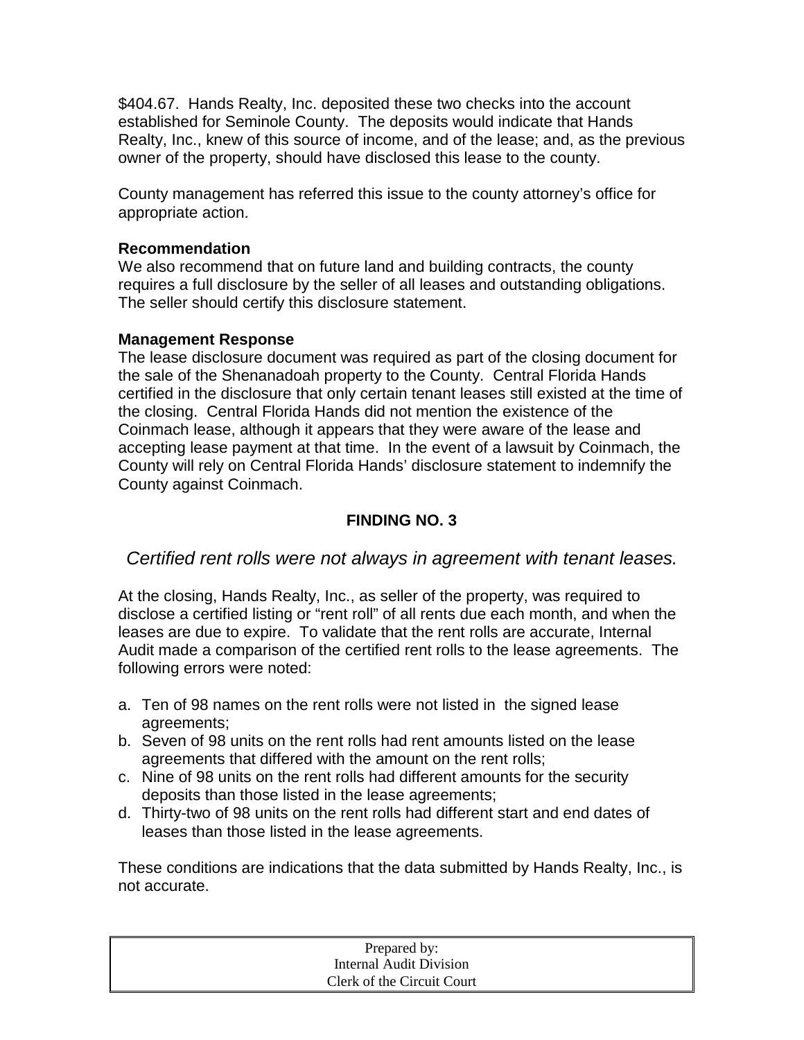$404.67. Hands Realty, Inc. deposited these two checks into the account established for Seminole County. The deposits would indicate that Hands Realty, Inc., knew of this source of income, and of the lease; and, as the previous owner of the property, should have disclosed this lease to the county.

County management has referred this issue to the county attorney's office for appropriate action.

**Recommendation**
We also recommend that on future land and building contracts, the county requires a full disclosure by the seller of all leases and outstanding obligations. The seller should certify this disclosure statement.

**Management Response**
The lease disclosure document was required as part of the closing document for the sale of the Shenanadoah property to the County. Central Florida Hands certified in the disclosure that only certain tenant leases still existed at the time of the closing. Central Florida Hands did not mention the existence of the Coinmach lease, although it appears that they were aware of the lease and accepting lease payment at that time. In the event of a lawsuit by Coinmach, the County will rely on Central Florida Hands' disclosure statement to indemnify the County against Coinmach.

## FINDING NO. 3

*Certified rent rolls were not always in agreement with tenant leases.*

At the closing, Hands Realty, Inc., as seller of the property, was required to disclose a certified listing or "rent roll" of all rents due each month, and when the leases are due to expire. To validate that the rent rolls are accurate, Internal Audit made a comparison of the certified rent rolls to the lease agreements. The following errors were noted:

a. Ten of 98 names on the rent rolls were not listed in the signed lease agreements;
b. Seven of 98 units on the rent rolls had rent amounts listed on the lease agreements that differed with the amount on the rent rolls;
c. Nine of 98 units on the rent rolls had different amounts for the security deposits than those listed in the lease agreements;
d. Thirty-two of 98 units on the rent rolls had different start and end dates of leases than those listed in the lease agreements.

These conditions are indications that the data submitted by Hands Realty, Inc., is not accurate.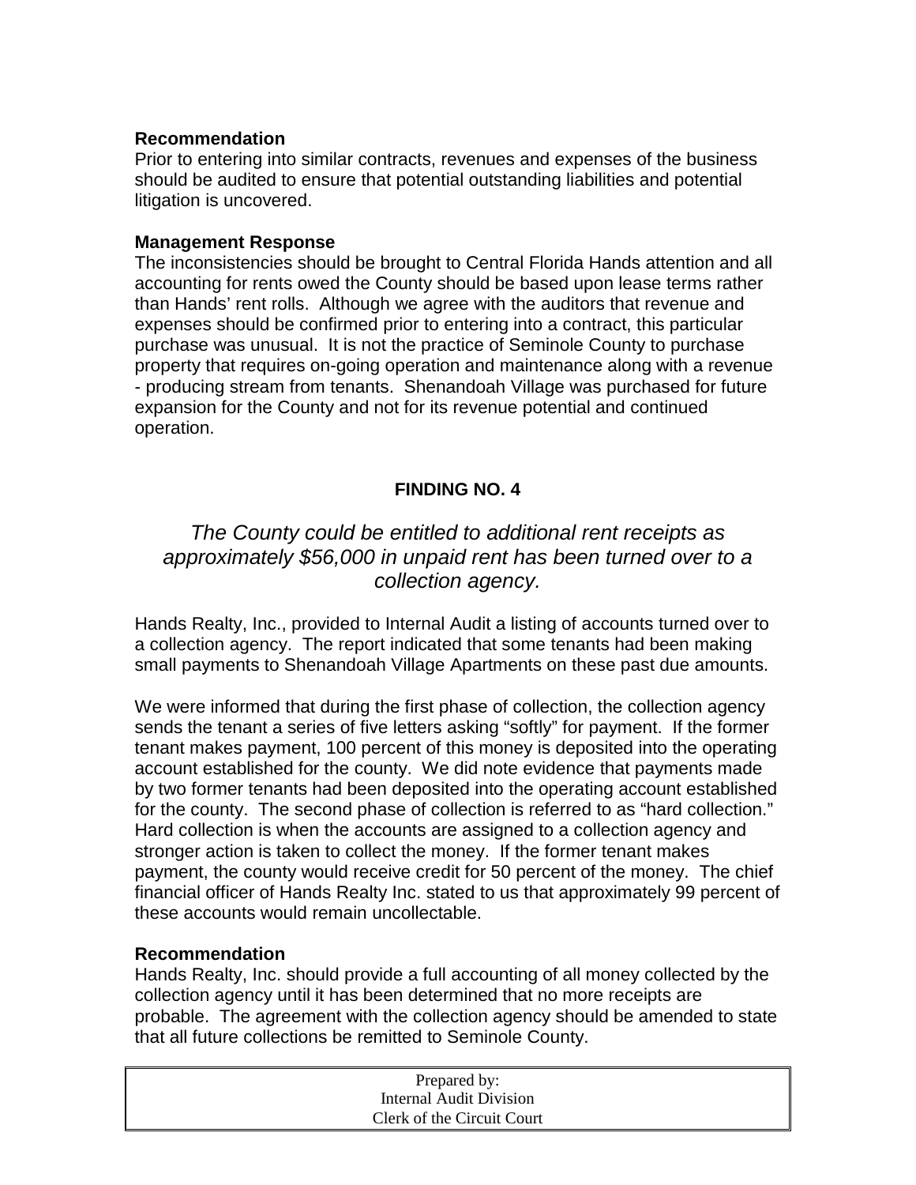**Recommendation**

Prior to entering into similar contracts, revenues and expenses of the business should be audited to ensure that potential outstanding liabilities and potential litigation is uncovered.

**Management Response**

The inconsistencies should be brought to Central Florida Hands attention and all accounting for rents owed the County should be based upon lease terms rather than Hands' rent rolls. Although we agree with the auditors that revenue and expenses should be confirmed prior to entering into a contract, this particular purchase was unusual. It is not the practice of Seminole County to purchase property that requires on-going operation and maintenance along with a revenue - producing stream from tenants. Shenandoah Village was purchased for future expansion for the County and not for its revenue potential and continued operation.

## FINDING NO. 4

*The County could be entitled to additional rent receipts as approximately $56,000 in unpaid rent has been turned over to a collection agency.*

Hands Realty, Inc., provided to Internal Audit a listing of accounts turned over to a collection agency. The report indicated that some tenants had been making small payments to Shenandoah Village Apartments on these past due amounts.

We were informed that during the first phase of collection, the collection agency sends the tenant a series of five letters asking "softly" for payment. If the former tenant makes payment, 100 percent of this money is deposited into the operating account established for the county. We did note evidence that payments made by two former tenants had been deposited into the operating account established for the county. The second phase of collection is referred to as "hard collection." Hard collection is when the accounts are assigned to a collection agency and stronger action is taken to collect the money. If the former tenant makes payment, the county would receive credit for 50 percent of the money. The chief financial officer of Hands Realty Inc. stated to us that approximately 99 percent of these accounts would remain uncollectable.

**Recommendation**

Hands Realty, Inc. should provide a full accounting of all money collected by the collection agency until it has been determined that no more receipts are probable. The agreement with the collection agency should be amended to state that all future collections be remitted to Seminole County.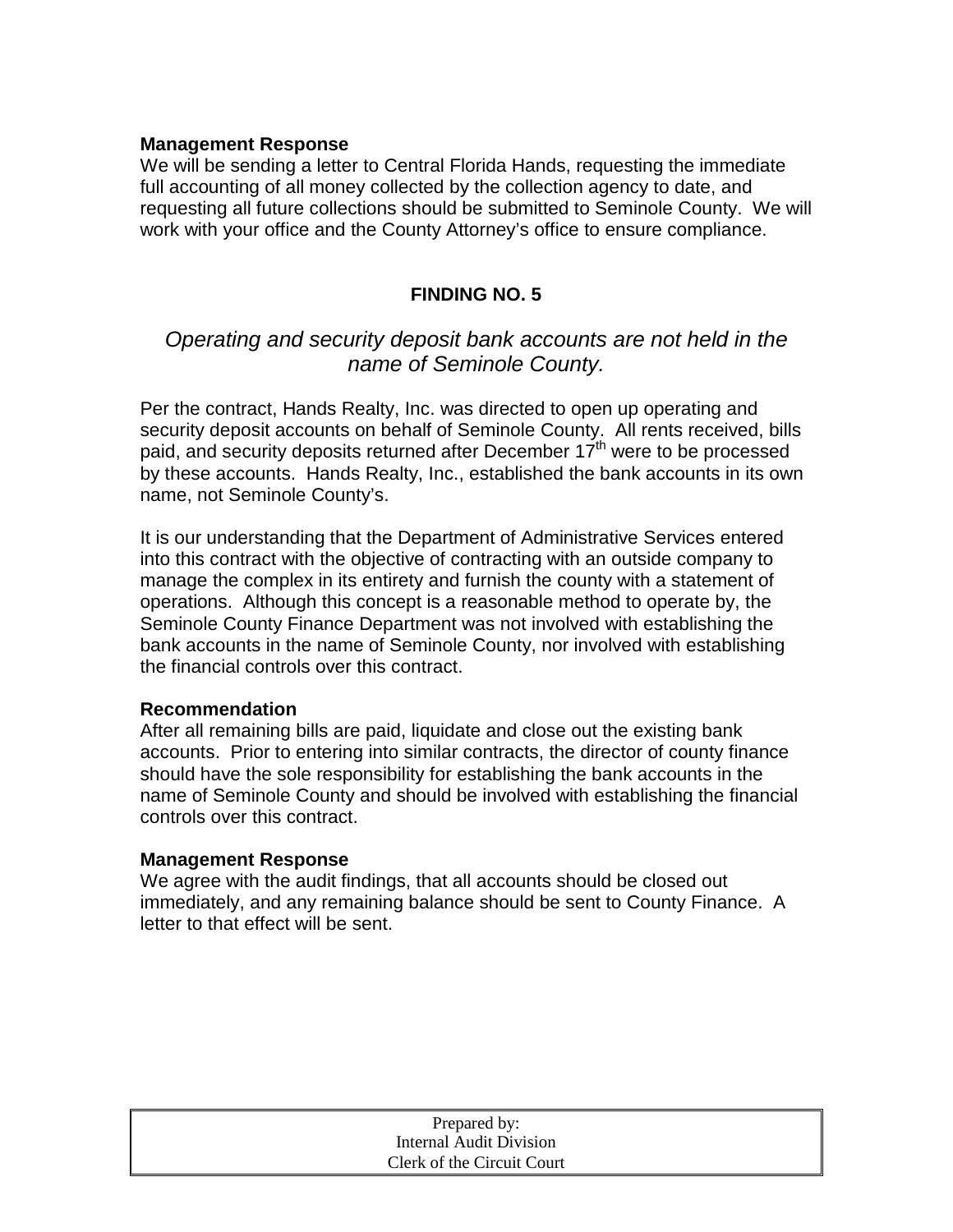**Management Response**
We will be sending a letter to Central Florida Hands, requesting the immediate full accounting of all money collected by the collection agency to date, and requesting all future collections should be submitted to Seminole County. We will work with your office and the County Attorney's office to ensure compliance.

## FINDING NO. 5

*Operating and security deposit bank accounts are not held in the name of Seminole County.*

Per the contract, Hands Realty, Inc. was directed to open up operating and security deposit accounts on behalf of Seminole County. All rents received, bills paid, and security deposits returned after December 17th were to be processed by these accounts. Hands Realty, Inc., established the bank accounts in its own name, not Seminole County's.

It is our understanding that the Department of Administrative Services entered into this contract with the objective of contracting with an outside company to manage the complex in its entirety and furnish the county with a statement of operations. Although this concept is a reasonable method to operate by, the Seminole County Finance Department was not involved with establishing the bank accounts in the name of Seminole County, nor involved with establishing the financial controls over this contract.

**Recommendation**
After all remaining bills are paid, liquidate and close out the existing bank accounts. Prior to entering into similar contracts, the director of county finance should have the sole responsibility for establishing the bank accounts in the name of Seminole County and should be involved with establishing the financial controls over this contract.

**Management Response**
We agree with the audit findings, that all accounts should be closed out immediately, and any remaining balance should be sent to County Finance. A letter to that effect will be sent.